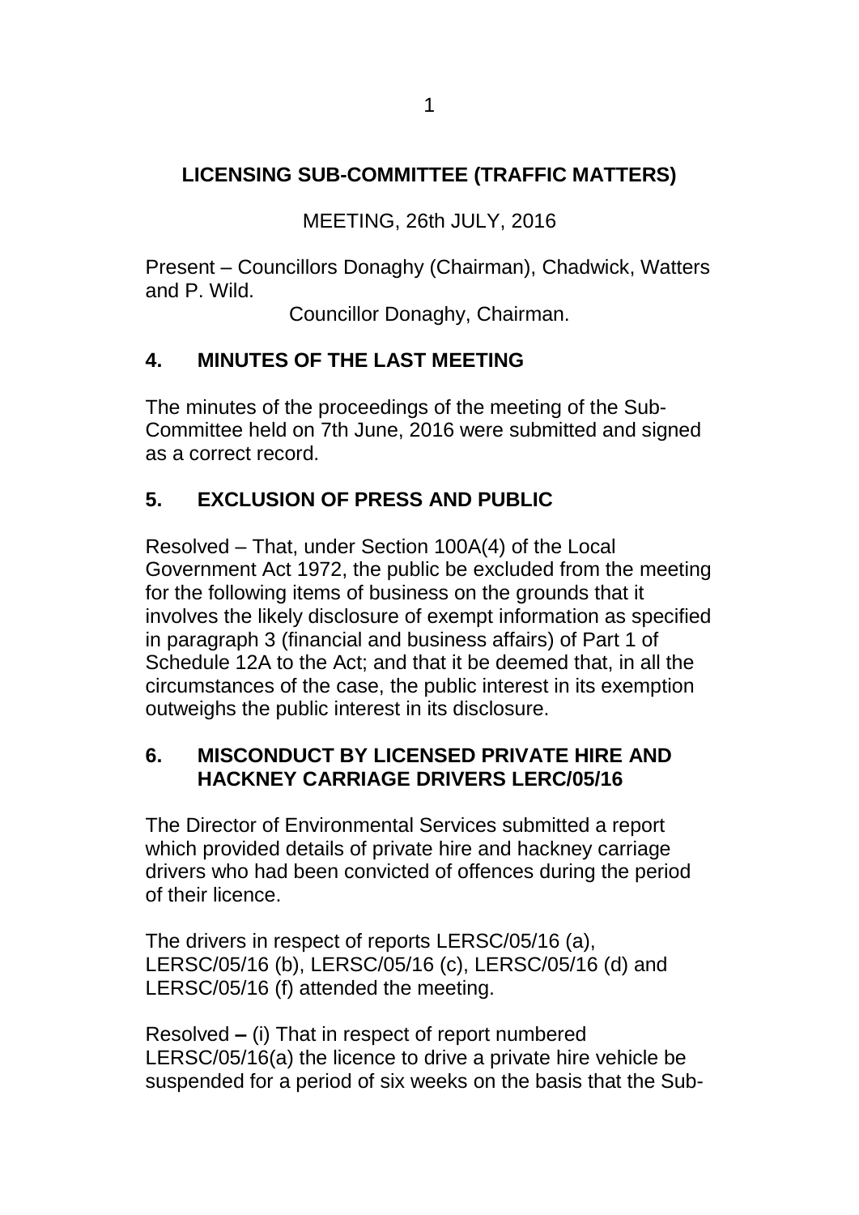# LICENSING SUB-COMMITTEE (TRAFFIC MATTERS)

MEETING, 26th JULY, 2016

Present – Councillors Donaghy (Chairman), Chadwick, Watters and P. Wild.

Councillor Donaghy, Chairman.

## 4. MINUTES OF THE LAST MEETING

The minutes of the proceedings of the meeting of the Sub-Committee held on 7th June, 2016 were submitted and signed as a correct record.

## 5. EXCLUSION OF PRESS AND PUBLIC

Resolved – That, under Section 100A(4) of the Local Government Act 1972, the public be excluded from the meeting for the following items of business on the grounds that it involves the likely disclosure of exempt information as specified in paragraph 3 (financial and business affairs) of Part 1 of Schedule 12A to the Act; and that it be deemed that, in all the circumstances of the case, the public interest in its exemption outweighs the public interest in its disclosure.

## 6. MISCONDUCT BY LICENSED PRIVATE HIRE AND HACKNEY CARRIAGE DRIVERS LERC/05/16

The Director of Environmental Services submitted a report which provided details of private hire and hackney carriage drivers who had been convicted of offences during the period of their licence.

The drivers in respect of reports LERSC/05/16 (a), LERSC/05/16 (b), LERSC/05/16 (c), LERSC/05/16 (d) and LERSC/05/16 (f) attended the meeting.

Resolved **–** (i) That in respect of report numbered LERSC/05/16(a) the licence to drive a private hire vehicle be suspended for a period of six weeks on the basis that the Sub-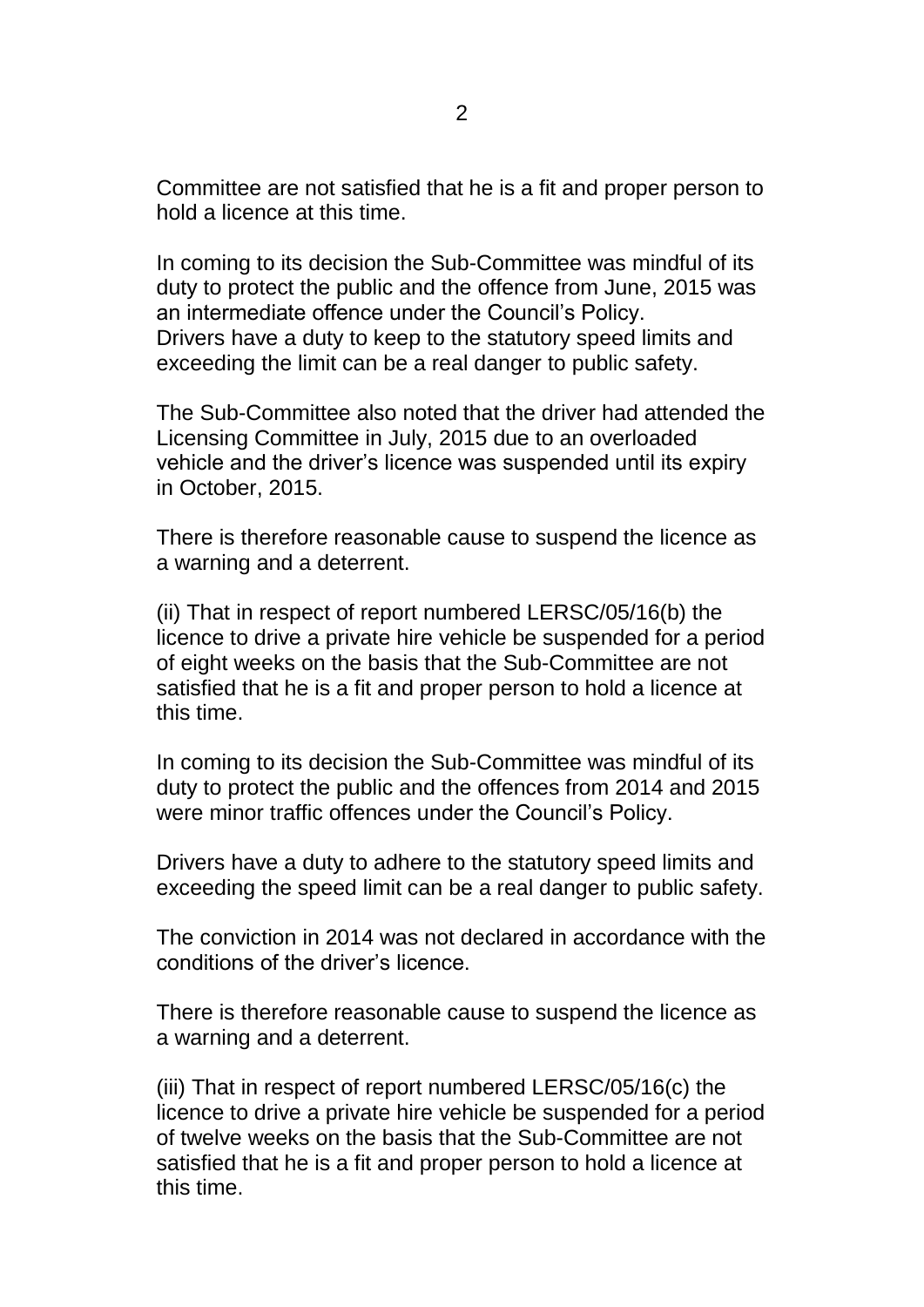Committee are not satisfied that he is a fit and proper person to hold a licence at this time.

In coming to its decision the Sub-Committee was mindful of its duty to protect the public and the offence from June, 2015 was an intermediate offence under the Council's Policy.
Drivers have a duty to keep to the statutory speed limits and exceeding the limit can be a real danger to public safety.

The Sub-Committee also noted that the driver had attended the Licensing Committee in July, 2015 due to an overloaded vehicle and the driver's licence was suspended until its expiry in October, 2015.

There is therefore reasonable cause to suspend the licence as a warning and a deterrent.

(ii) That in respect of report numbered LERSC/05/16(b) the licence to drive a private hire vehicle be suspended for a period of eight weeks on the basis that the Sub-Committee are not satisfied that he is a fit and proper person to hold a licence at this time.

In coming to its decision the Sub-Committee was mindful of its duty to protect the public and the offences from 2014 and 2015 were minor traffic offences under the Council's Policy.

Drivers have a duty to adhere to the statutory speed limits and exceeding the speed limit can be a real danger to public safety.

The conviction in 2014 was not declared in accordance with the conditions of the driver's licence.

There is therefore reasonable cause to suspend the licence as a warning and a deterrent.

(iii) That in respect of report numbered LERSC/05/16(c) the licence to drive a private hire vehicle be suspended for a period of twelve weeks on the basis that the Sub-Committee are not satisfied that he is a fit and proper person to hold a licence at this time.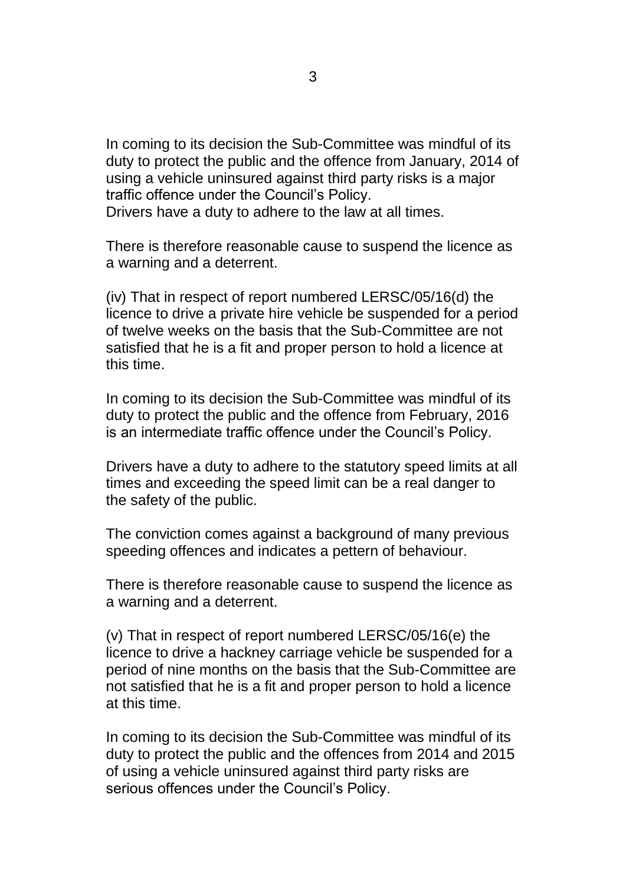In coming to its decision the Sub-Committee was mindful of its duty to protect the public and the offence from January, 2014 of using a vehicle uninsured against third party risks is a major traffic offence under the Council's Policy.
Drivers have a duty to adhere to the law at all times.

There is therefore reasonable cause to suspend the licence as a warning and a deterrent.

(iv) That in respect of report numbered LERSC/05/16(d) the licence to drive a private hire vehicle be suspended for a period of twelve weeks on the basis that the Sub-Committee are not satisfied that he is a fit and proper person to hold a licence at this time.

In coming to its decision the Sub-Committee was mindful of its duty to protect the public and the offence from February, 2016 is an intermediate traffic offence under the Council's Policy.

Drivers have a duty to adhere to the statutory speed limits at all times and exceeding the speed limit can be a real danger to the safety of the public.

The conviction comes against a background of many previous speeding offences and indicates a pettern of behaviour.

There is therefore reasonable cause to suspend the licence as a warning and a deterrent.

(v) That in respect of report numbered LERSC/05/16(e) the licence to drive a hackney carriage vehicle be suspended for a period of nine months on the basis that the Sub-Committee are not satisfied that he is a fit and proper person to hold a licence at this time.

In coming to its decision the Sub-Committee was mindful of its duty to protect the public and the offences from 2014 and 2015 of using a vehicle uninsured against third party risks are serious offences under the Council's Policy.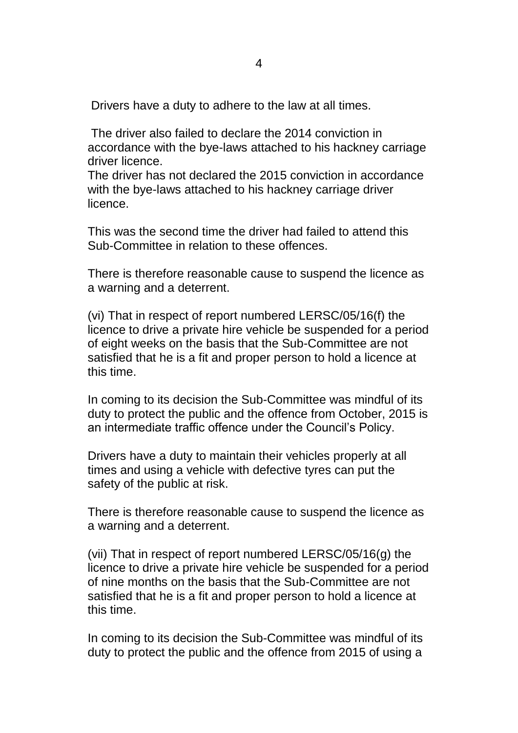Drivers have a duty to adhere to the law at all times.

The driver also failed to declare the 2014 conviction in accordance with the bye-laws attached to his hackney carriage driver licence.
The driver has not declared the 2015 conviction in accordance with the bye-laws attached to his hackney carriage driver licence.

This was the second time the driver had failed to attend this Sub-Committee in relation to these offences.

There is therefore reasonable cause to suspend the licence as a warning and a deterrent.

(vi) That in respect of report numbered LERSC/05/16(f) the licence to drive a private hire vehicle be suspended for a period of eight weeks on the basis that the Sub-Committee are not satisfied that he is a fit and proper person to hold a licence at this time.

In coming to its decision the Sub-Committee was mindful of its duty to protect the public and the offence from October, 2015 is an intermediate traffic offence under the Council's Policy.

Drivers have a duty to maintain their vehicles properly at all times and using a vehicle with defective tyres can put the safety of the public at risk.

There is therefore reasonable cause to suspend the licence as a warning and a deterrent.

(vii) That in respect of report numbered LERSC/05/16(g) the licence to drive a private hire vehicle be suspended for a period of nine months on the basis that the Sub-Committee are not satisfied that he is a fit and proper person to hold a licence at this time.

In coming to its decision the Sub-Committee was mindful of its duty to protect the public and the offence from 2015 of using a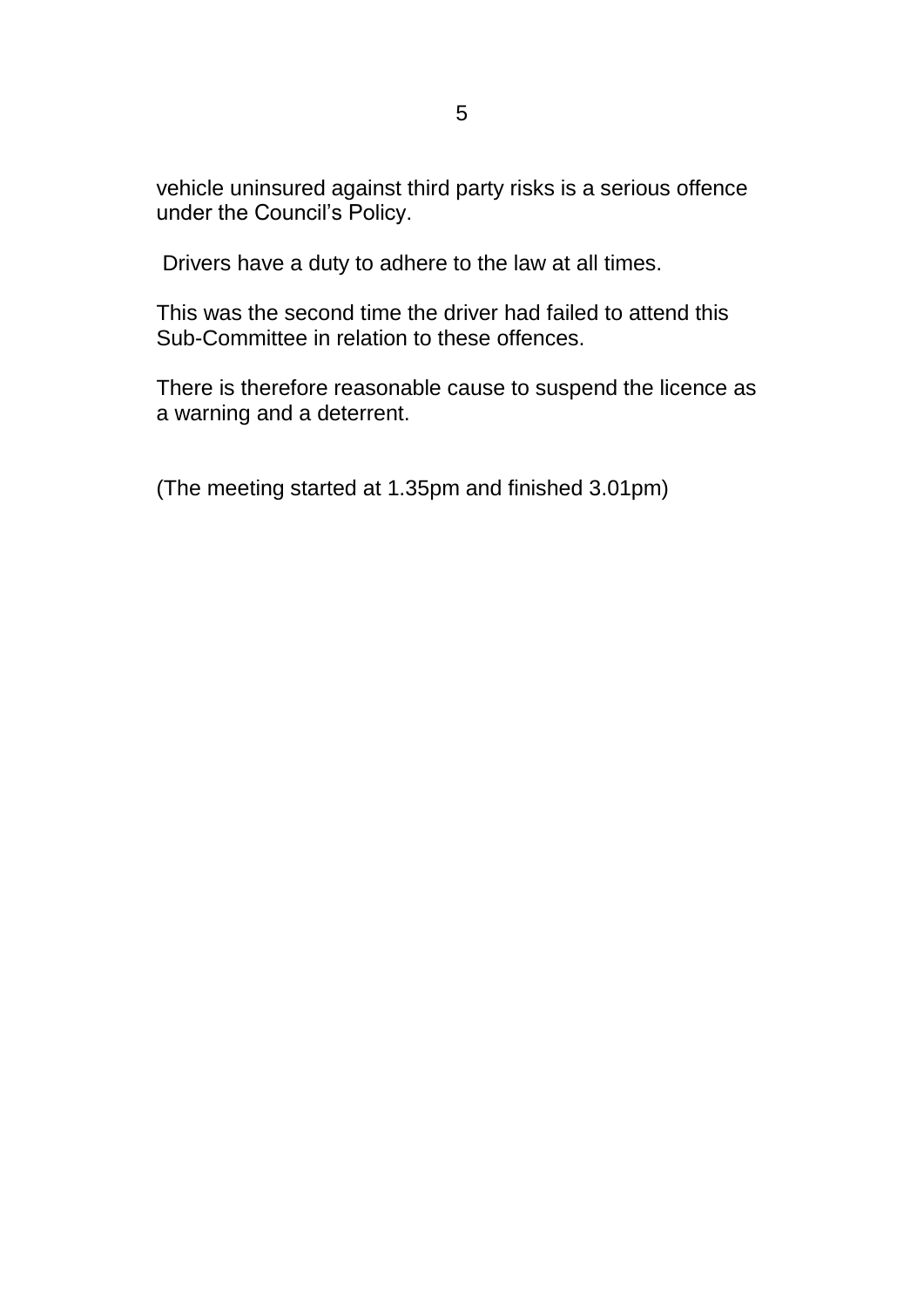vehicle uninsured against third party risks is a serious offence under the Council's Policy.

Drivers have a duty to adhere to the law at all times.

This was the second time the driver had failed to attend this Sub-Committee in relation to these offences.

There is therefore reasonable cause to suspend the licence as a warning and a deterrent.

(The meeting started at 1.35pm and finished 3.01pm)